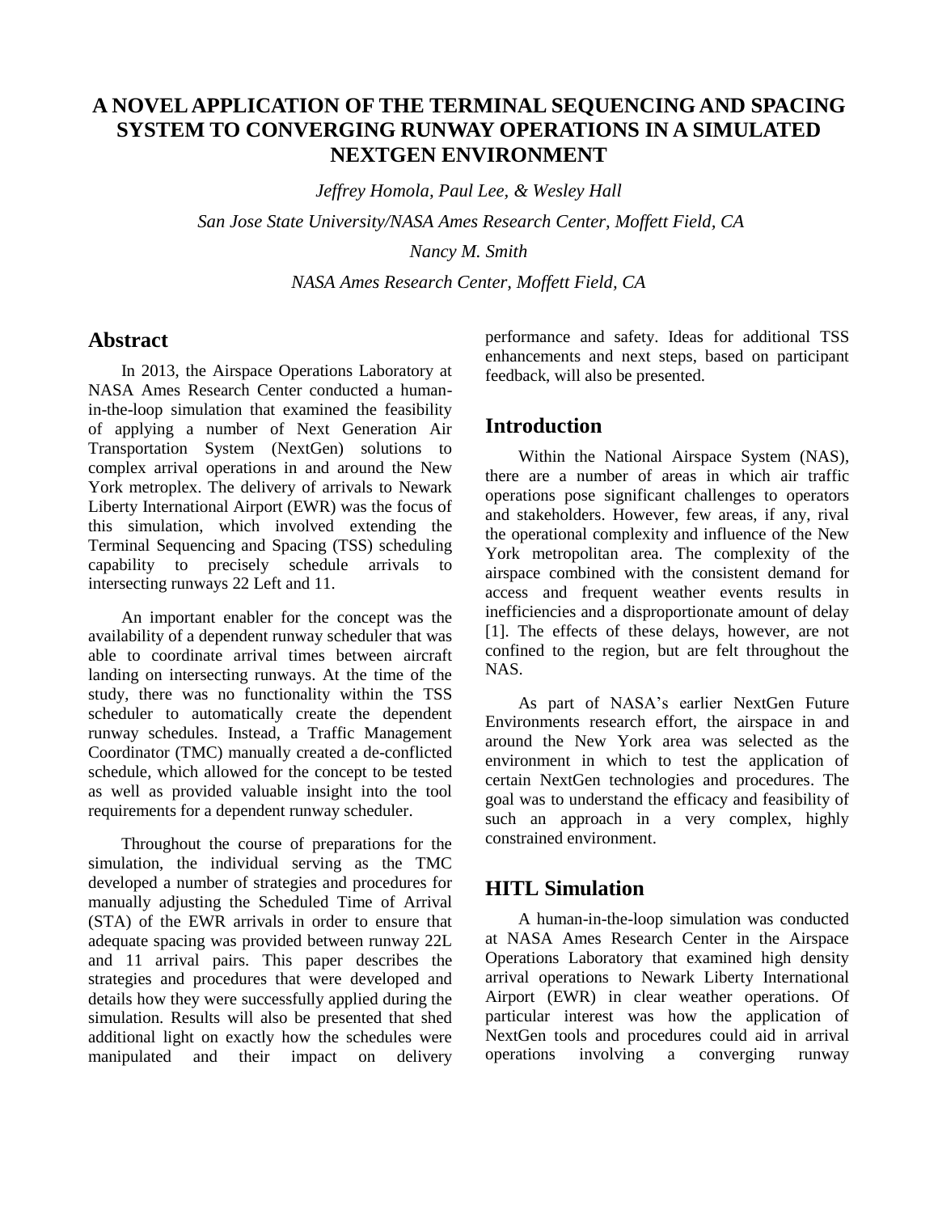# A NOVEL APPLICATION OF THE TERMINAL SEQUENCING AND SPACING SYSTEM TO CONVERGING RUNWAY OPERATIONS IN A SIMULATED NEXTGEN ENVIRONMENT

*Jeffrey Homola, Paul Lee, & Wesley Hall*

*San Jose State University/NASA Ames Research Center, Moffett Field, CA*

*Nancy M. Smith*

*NASA Ames Research Center, Moffett Field, CA*

## Abstract

In 2013, the Airspace Operations Laboratory at NASA Ames Research Center conducted a human-in-the-loop simulation that examined the feasibility of applying a number of Next Generation Air Transportation System (NextGen) solutions to complex arrival operations in and around the New York metroplex. The delivery of arrivals to Newark Liberty International Airport (EWR) was the focus of this simulation, which involved extending the Terminal Sequencing and Spacing (TSS) scheduling capability to precisely schedule arrivals to intersecting runways 22 Left and 11.

An important enabler for the concept was the availability of a dependent runway scheduler that was able to coordinate arrival times between aircraft landing on intersecting runways. At the time of the study, there was no functionality within the TSS scheduler to automatically create the dependent runway schedules. Instead, a Traffic Management Coordinator (TMC) manually created a de-conflicted schedule, which allowed for the concept to be tested as well as provided valuable insight into the tool requirements for a dependent runway scheduler.

Throughout the course of preparations for the simulation, the individual serving as the TMC developed a number of strategies and procedures for manually adjusting the Scheduled Time of Arrival (STA) of the EWR arrivals in order to ensure that adequate spacing was provided between runway 22L and 11 arrival pairs. This paper describes the strategies and procedures that were developed and details how they were successfully applied during the simulation. Results will also be presented that shed additional light on exactly how the schedules were manipulated and their impact on delivery performance and safety. Ideas for additional TSS enhancements and next steps, based on participant feedback, will also be presented.

## Introduction

Within the National Airspace System (NAS), there are a number of areas in which air traffic operations pose significant challenges to operators and stakeholders. However, few areas, if any, rival the operational complexity and influence of the New York metropolitan area. The complexity of the airspace combined with the consistent demand for access and frequent weather events results in inefficiencies and a disproportionate amount of delay [1]. The effects of these delays, however, are not confined to the region, but are felt throughout the NAS.

As part of NASA's earlier NextGen Future Environments research effort, the airspace in and around the New York area was selected as the environment in which to test the application of certain NextGen technologies and procedures. The goal was to understand the efficacy and feasibility of such an approach in a very complex, highly constrained environment.

## HITL Simulation

A human-in-the-loop simulation was conducted at NASA Ames Research Center in the Airspace Operations Laboratory that examined high density arrival operations to Newark Liberty International Airport (EWR) in clear weather operations. Of particular interest was how the application of NextGen tools and procedures could aid in arrival operations involving a converging runway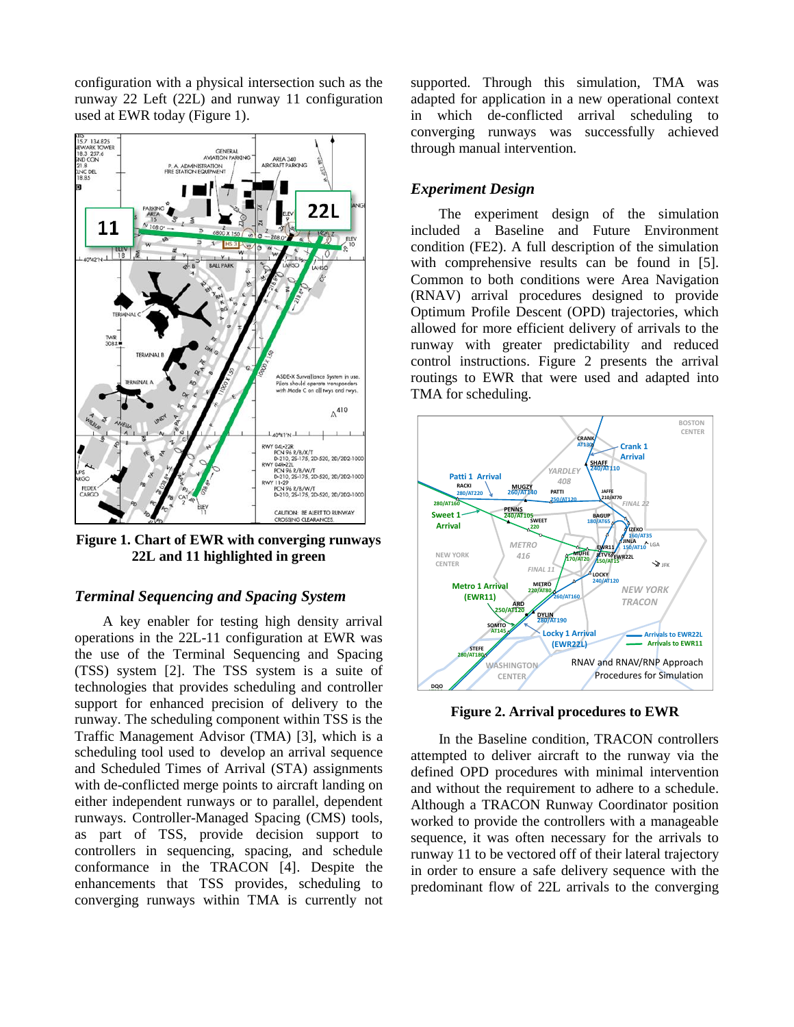configuration with a physical intersection such as the runway 22 Left (22L) and runway 11 configuration used at EWR today (Figure 1).

**Figure 1. Chart of EWR with converging runways 22L and 11 highlighted in green**

### *Terminal Sequencing and Spacing System*

A key enabler for testing high density arrival operations in the 22L-11 configuration at EWR was the use of the Terminal Sequencing and Spacing (TSS) system [2]. The TSS system is a suite of technologies that provides scheduling and controller support for enhanced precision of delivery to the runway. The scheduling component within TSS is the Traffic Management Advisor (TMA) [3], which is a scheduling tool used to develop an arrival sequence and Scheduled Times of Arrival (STA) assignments with de-conflicted merge points to aircraft landing on either independent runways or to parallel, dependent runways. Controller-Managed Spacing (CMS) tools, as part of TSS, provide decision support to controllers in sequencing, spacing, and schedule conformance in the TRACON [4]. Despite the enhancements that TSS provides, scheduling to converging runways within TMA is currently not supported. Through this simulation, TMA was adapted for application in a new operational context in which de-conflicted arrival scheduling to converging runways was successfully achieved through manual intervention.

### *Experiment Design*

The experiment design of the simulation included a Baseline and Future Environment condition (FE2). A full description of the simulation with comprehensive results can be found in [5]. Common to both conditions were Area Navigation (RNAV) arrival procedures designed to provide Optimum Profile Descent (OPD) trajectories, which allowed for more efficient delivery of arrivals to the runway with greater predictability and reduced control instructions. Figure 2 presents the arrival routings to EWR that were used and adapted into TMA for scheduling.

**Figure 2. Arrival procedures to EWR**

In the Baseline condition, TRACON controllers attempted to deliver aircraft to the runway via the defined OPD procedures with minimal intervention and without the requirement to adhere to a schedule. Although a TRACON Runway Coordinator position worked to provide the controllers with a manageable sequence, it was often necessary for the arrivals to runway 11 to be vectored off of their lateral trajectory in order to ensure a safe delivery sequence with the predominant flow of 22L arrivals to the converging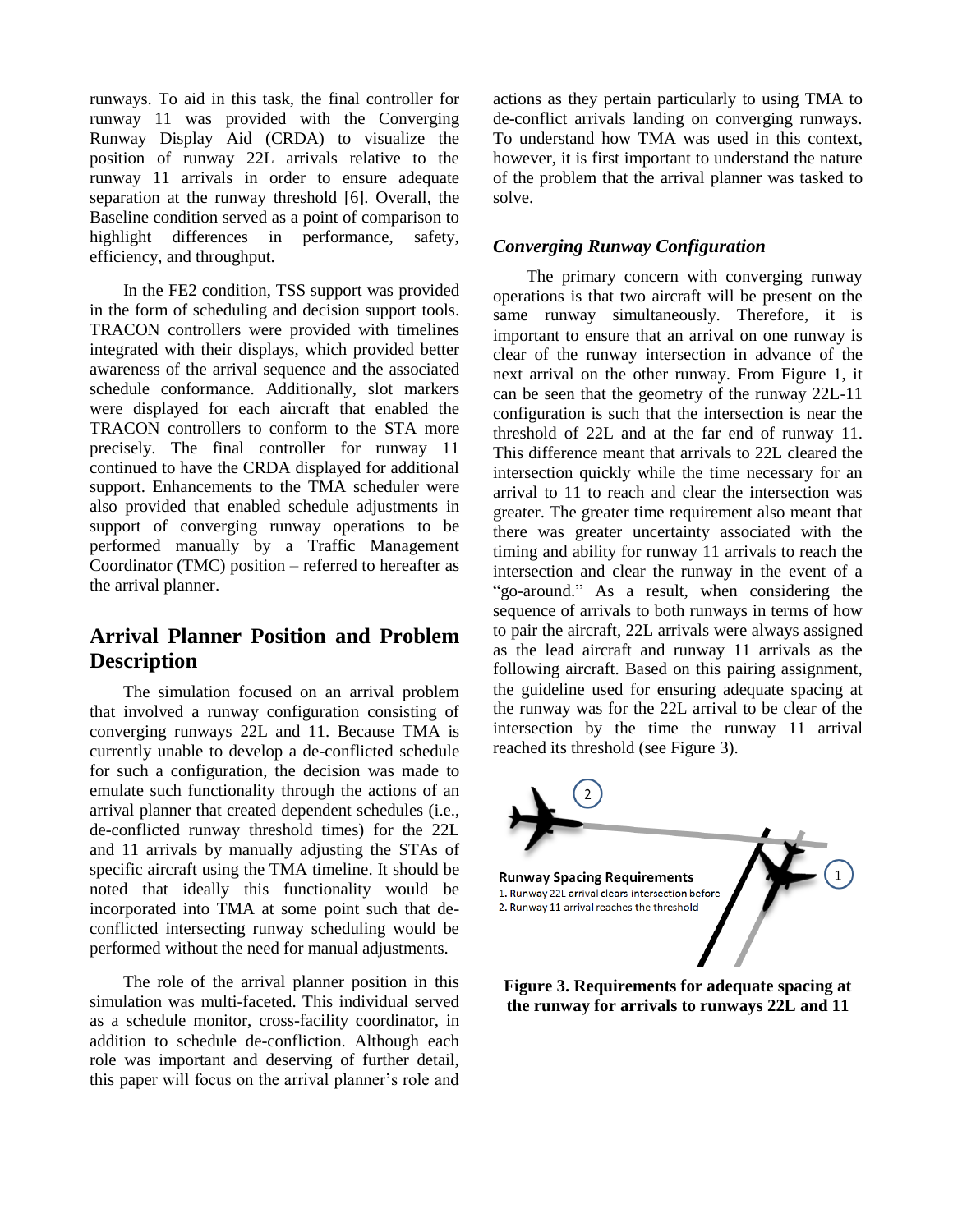runways. To aid in this task, the final controller for runway 11 was provided with the Converging Runway Display Aid (CRDA) to visualize the position of runway 22L arrivals relative to the runway 11 arrivals in order to ensure adequate separation at the runway threshold [6]. Overall, the Baseline condition served as a point of comparison to highlight differences in performance, safety, efficiency, and throughput.

In the FE2 condition, TSS support was provided in the form of scheduling and decision support tools. TRACON controllers were provided with timelines integrated with their displays, which provided better awareness of the arrival sequence and the associated schedule conformance. Additionally, slot markers were displayed for each aircraft that enabled the TRACON controllers to conform to the STA more precisely. The final controller for runway 11 continued to have the CRDA displayed for additional support. Enhancements to the TMA scheduler were also provided that enabled schedule adjustments in support of converging runway operations to be performed manually by a Traffic Management Coordinator (TMC) position – referred to hereafter as the arrival planner.

## Arrival Planner Position and Problem Description

The simulation focused on an arrival problem that involved a runway configuration consisting of converging runways 22L and 11. Because TMA is currently unable to develop a de-conflicted schedule for such a configuration, the decision was made to emulate such functionality through the actions of an arrival planner that created dependent schedules (i.e., de-conflicted runway threshold times) for the 22L and 11 arrivals by manually adjusting the STAs of specific aircraft using the TMA timeline. It should be noted that ideally this functionality would be incorporated into TMA at some point such that de-conflicted intersecting runway scheduling would be performed without the need for manual adjustments.

The role of the arrival planner position in this simulation was multi-faceted. This individual served as a schedule monitor, cross-facility coordinator, in addition to schedule de-confliction. Although each role was important and deserving of further detail, this paper will focus on the arrival planner's role and actions as they pertain particularly to using TMA to de-conflict arrivals landing on converging runways. To understand how TMA was used in this context, however, it is first important to understand the nature of the problem that the arrival planner was tasked to solve.

### *Converging Runway Configuration*

The primary concern with converging runway operations is that two aircraft will be present on the same runway simultaneously. Therefore, it is important to ensure that an arrival on one runway is clear of the runway intersection in advance of the next arrival on the other runway. From Figure 1, it can be seen that the geometry of the runway 22L-11 configuration is such that the intersection is near the threshold of 22L and at the far end of runway 11. This difference meant that arrivals to 22L cleared the intersection quickly while the time necessary for an arrival to 11 to reach and clear the intersection was greater. The greater time requirement also meant that there was greater uncertainty associated with the timing and ability for runway 11 arrivals to reach the intersection and clear the runway in the event of a "go-around." As a result, when considering the sequence of arrivals to both runways in terms of how to pair the aircraft, 22L arrivals were always assigned as the lead aircraft and runway 11 arrivals as the following aircraft. Based on this pairing assignment, the guideline used for ensuring adequate spacing at the runway was for the 22L arrival to be clear of the intersection by the time the runway 11 arrival reached its threshold (see Figure 3).

**Runway Spacing Requirements**
1. Runway 22L arrival clears intersection before
2. Runway 11 arrival reaches the threshold

**Figure 3. Requirements for adequate spacing at the runway for arrivals to runways 22L and 11**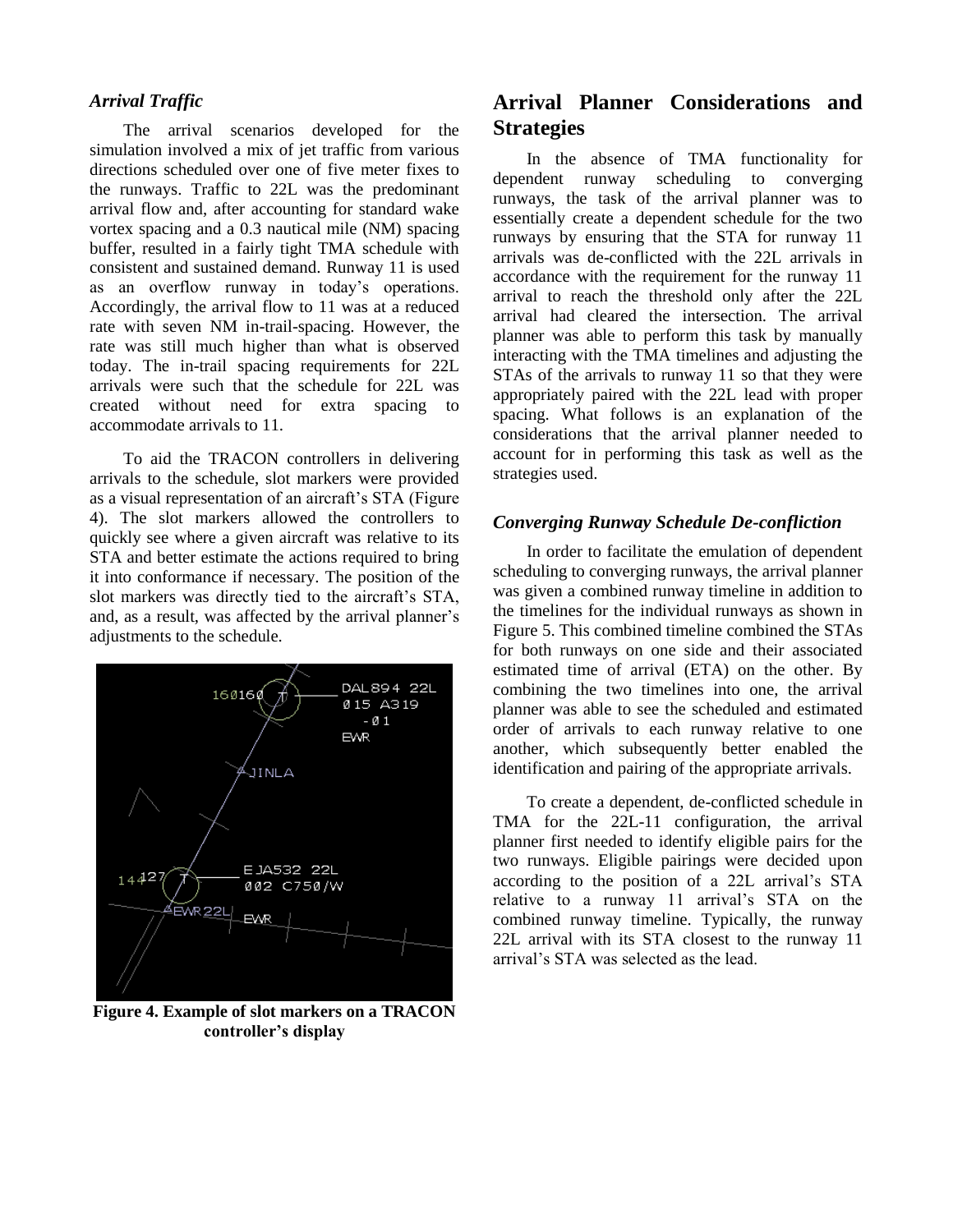### *Arrival Traffic*

The arrival scenarios developed for the simulation involved a mix of jet traffic from various directions scheduled over one of five meter fixes to the runways. Traffic to 22L was the predominant arrival flow and, after accounting for standard wake vortex spacing and a 0.3 nautical mile (NM) spacing buffer, resulted in a fairly tight TMA schedule with consistent and sustained demand. Runway 11 is used as an overflow runway in today's operations. Accordingly, the arrival flow to 11 was at a reduced rate with seven NM in-trail-spacing. However, the rate was still much higher than what is observed today. The in-trail spacing requirements for 22L arrivals were such that the schedule for 22L was created without need for extra spacing to accommodate arrivals to 11.

To aid the TRACON controllers in delivering arrivals to the schedule, slot markers were provided as a visual representation of an aircraft's STA (Figure 4). The slot markers allowed the controllers to quickly see where a given aircraft was relative to its STA and better estimate the actions required to bring it into conformance if necessary. The position of the slot markers was directly tied to the aircraft's STA, and, as a result, was affected by the arrival planner's adjustments to the schedule.

**Figure 4. Example of slot markers on a TRACON controller's display**

## Arrival Planner Considerations and Strategies

In the absence of TMA functionality for dependent runway scheduling to converging runways, the task of the arrival planner was to essentially create a dependent schedule for the two runways by ensuring that the STA for runway 11 arrivals was de-conflicted with the 22L arrivals in accordance with the requirement for the runway 11 arrival to reach the threshold only after the 22L arrival had cleared the intersection. The arrival planner was able to perform this task by manually interacting with the TMA timelines and adjusting the STAs of the arrivals to runway 11 so that they were appropriately paired with the 22L lead with proper spacing. What follows is an explanation of the considerations that the arrival planner needed to account for in performing this task as well as the strategies used.

### *Converging Runway Schedule De-confliction*

In order to facilitate the emulation of dependent scheduling to converging runways, the arrival planner was given a combined runway timeline in addition to the timelines for the individual runways as shown in Figure 5. This combined timeline combined the STAs for both runways on one side and their associated estimated time of arrival (ETA) on the other. By combining the two timelines into one, the arrival planner was able to see the scheduled and estimated order of arrivals to each runway relative to one another, which subsequently better enabled the identification and pairing of the appropriate arrivals.

To create a dependent, de-conflicted schedule in TMA for the 22L-11 configuration, the arrival planner first needed to identify eligible pairs for the two runways. Eligible pairings were decided upon according to the position of a 22L arrival's STA relative to a runway 11 arrival's STA on the combined runway timeline. Typically, the runway 22L arrival with its STA closest to the runway 11 arrival's STA was selected as the lead.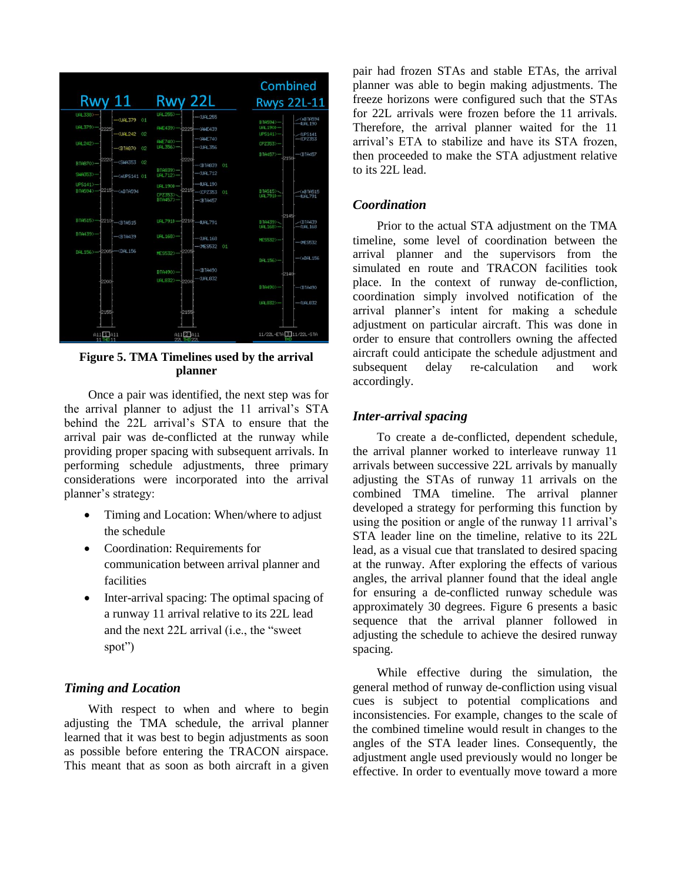**Figure 5. TMA Timelines used by the arrival planner**

Once a pair was identified, the next step was for the arrival planner to adjust the 11 arrival's STA behind the 22L arrival's STA to ensure that the arrival pair was de-conflicted at the runway while providing proper spacing with subsequent arrivals. In performing schedule adjustments, three primary considerations were incorporated into the arrival planner's strategy:

- Timing and Location: When/where to adjust the schedule
- Coordination: Requirements for communication between arrival planner and facilities
- Inter-arrival spacing: The optimal spacing of a runway 11 arrival relative to its 22L lead and the next 22L arrival (i.e., the "sweet spot")

### *Timing and Location*

With respect to when and where to begin adjusting the TMA schedule, the arrival planner learned that it was best to begin adjustments as soon as possible before entering the TRACON airspace. This meant that as soon as both aircraft in a given pair had frozen STAs and stable ETAs, the arrival planner was able to begin making adjustments. The freeze horizons were configured such that the STAs for 22L arrivals were frozen before the 11 arrivals. Therefore, the arrival planner waited for the 11 arrival's ETA to stabilize and have its STA frozen, then proceeded to make the STA adjustment relative to its 22L lead.

### *Coordination*

Prior to the actual STA adjustment on the TMA timeline, some level of coordination between the arrival planner and the supervisors from the simulated en route and TRACON facilities took place. In the context of runway de-confliction, coordination simply involved notification of the arrival planner's intent for making a schedule adjustment on particular aircraft. This was done in order to ensure that controllers owning the affected aircraft could anticipate the schedule adjustment and subsequent delay re-calculation and work accordingly.

### *Inter-arrival spacing*

To create a de-conflicted, dependent schedule, the arrival planner worked to interleave runway 11 arrivals between successive 22L arrivals by manually adjusting the STAs of runway 11 arrivals on the combined TMA timeline. The arrival planner developed a strategy for performing this function by using the position or angle of the runway 11 arrival's STA leader line on the timeline, relative to its 22L lead, as a visual cue that translated to desired spacing at the runway. After exploring the effects of various angles, the arrival planner found that the ideal angle for ensuring a de-conflicted runway schedule was approximately 30 degrees. Figure 6 presents a basic sequence that the arrival planner followed in adjusting the schedule to achieve the desired runway spacing.

While effective during the simulation, the general method of runway de-confliction using visual cues is subject to potential complications and inconsistencies. For example, changes to the scale of the combined timeline would result in changes to the angles of the STA leader lines. Consequently, the adjustment angle used previously would no longer be effective. In order to eventually move toward a more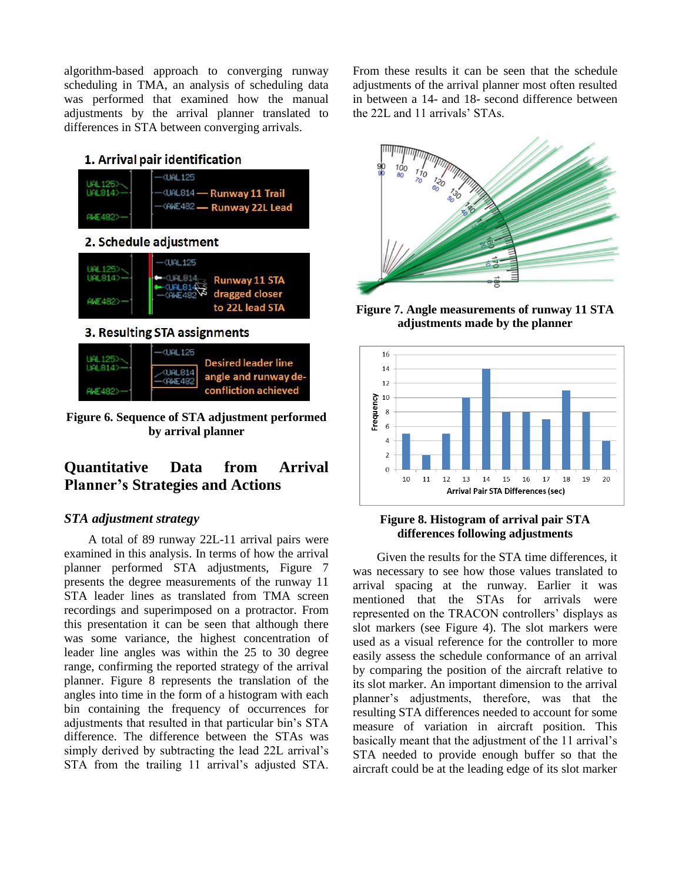algorithm-based approach to converging runway scheduling in TMA, an analysis of scheduling data was performed that examined how the manual adjustments by the arrival planner translated to differences in STA between converging arrivals.

Figure 6. Sequence of STA adjustment performed by arrival planner

## Quantitative Data from Arrival Planner's Strategies and Actions

### *STA adjustment strategy*

A total of 89 runway 22L-11 arrival pairs were examined in this analysis. In terms of how the arrival planner performed STA adjustments, Figure 7 presents the degree measurements of the runway 11 STA leader lines as translated from TMA screen recordings and superimposed on a protractor. From this presentation it can be seen that although there was some variance, the highest concentration of leader line angles was within the 25 to 30 degree range, confirming the reported strategy of the arrival planner. Figure 8 represents the translation of the angles into time in the form of a histogram with each bin containing the frequency of occurrences for adjustments that resulted in that particular bin's STA difference. The difference between the STAs was simply derived by subtracting the lead 22L arrival's STA from the trailing 11 arrival's adjusted STA. From these results it can be seen that the schedule adjustments of the arrival planner most often resulted in between a 14- and 18- second difference between the 22L and 11 arrivals' STAs.

Figure 7. Angle measurements of runway 11 STA adjustments made by the planner

Figure 8. Histogram of arrival pair STA differences following adjustments

Given the results for the STA time differences, it was necessary to see how those values translated to arrival spacing at the runway. Earlier it was mentioned that the STAs for arrivals were represented on the TRACON controllers' displays as slot markers (see Figure 4). The slot markers were used as a visual reference for the controller to more easily assess the schedule conformance of an arrival by comparing the position of the aircraft relative to its slot marker. An important dimension to the arrival planner's adjustments, therefore, was that the resulting STA differences needed to account for some measure of variation in aircraft position. This basically meant that the adjustment of the 11 arrival's STA needed to provide enough buffer so that the aircraft could be at the leading edge of its slot marker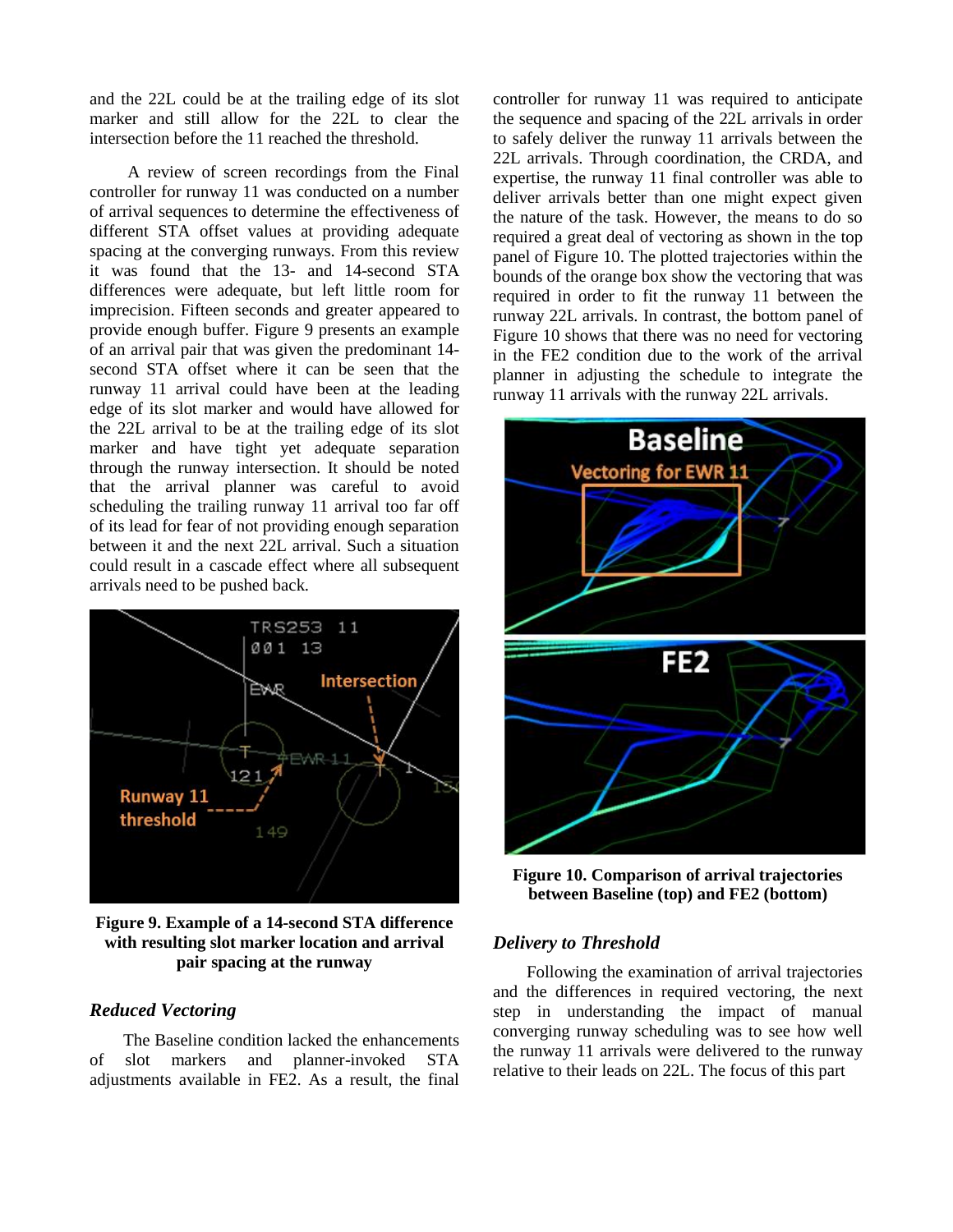and the 22L could be at the trailing edge of its slot marker and still allow for the 22L to clear the intersection before the 11 reached the threshold.

A review of screen recordings from the Final controller for runway 11 was conducted on a number of arrival sequences to determine the effectiveness of different STA offset values at providing adequate spacing at the converging runways. From this review it was found that the 13- and 14-second STA differences were adequate, but left little room for imprecision. Fifteen seconds and greater appeared to provide enough buffer. Figure 9 presents an example of an arrival pair that was given the predominant 14-second STA offset where it can be seen that the runway 11 arrival could have been at the leading edge of its slot marker and would have allowed for the 22L arrival to be at the trailing edge of its slot marker and have tight yet adequate separation through the runway intersection. It should be noted that the arrival planner was careful to avoid scheduling the trailing runway 11 arrival too far off of its lead for fear of not providing enough separation between it and the next 22L arrival. Such a situation could result in a cascade effect where all subsequent arrivals need to be pushed back.

**Figure 9. Example of a 14-second STA difference with resulting slot marker location and arrival pair spacing at the runway**

### *Reduced Vectoring*

The Baseline condition lacked the enhancements of slot markers and planner-invoked STA adjustments available in FE2. As a result, the final controller for runway 11 was required to anticipate the sequence and spacing of the 22L arrivals in order to safely deliver the runway 11 arrivals between the 22L arrivals. Through coordination, the CRDA, and expertise, the runway 11 final controller was able to deliver arrivals better than one might expect given the nature of the task. However, the means to do so required a great deal of vectoring as shown in the top panel of Figure 10. The plotted trajectories within the bounds of the orange box show the vectoring that was required in order to fit the runway 11 between the runway 22L arrivals. In contrast, the bottom panel of Figure 10 shows that there was no need for vectoring in the FE2 condition due to the work of the arrival planner in adjusting the schedule to integrate the runway 11 arrivals with the runway 22L arrivals.

**Figure 10. Comparison of arrival trajectories between Baseline (top) and FE2 (bottom)**

### *Delivery to Threshold*

Following the examination of arrival trajectories and the differences in required vectoring, the next step in understanding the impact of manual converging runway scheduling was to see how well the runway 11 arrivals were delivered to the runway relative to their leads on 22L. The focus of this part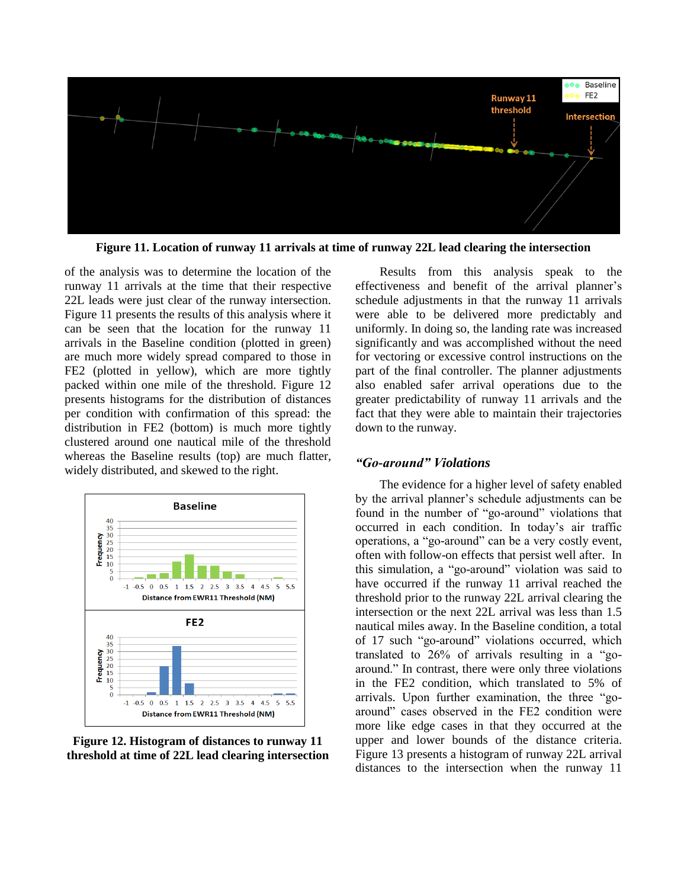Figure 11. Location of runway 11 arrivals at time of runway 22L lead clearing the intersection

of the analysis was to determine the location of the runway 11 arrivals at the time that their respective 22L leads were just clear of the runway intersection. Figure 11 presents the results of this analysis where it can be seen that the location for the runway 11 arrivals in the Baseline condition (plotted in green) are much more widely spread compared to those in FE2 (plotted in yellow), which are more tightly packed within one mile of the threshold. Figure 12 presents histograms for the distribution of distances per condition with confirmation of this spread: the distribution in FE2 (bottom) is much more tightly clustered around one nautical mile of the threshold whereas the Baseline results (top) are much flatter, widely distributed, and skewed to the right.

Figure 12. Histogram of distances to runway 11 threshold at time of 22L lead clearing intersection

Results from this analysis speak to the effectiveness and benefit of the arrival planner's schedule adjustments in that the runway 11 arrivals were able to be delivered more predictably and uniformly. In doing so, the landing rate was increased significantly and was accomplished without the need for vectoring or excessive control instructions on the part of the final controller. The planner adjustments also enabled safer arrival operations due to the greater predictability of runway 11 arrivals and the fact that they were able to maintain their trajectories down to the runway.

### *"Go-around" Violations*

The evidence for a higher level of safety enabled by the arrival planner's schedule adjustments can be found in the number of "go-around" violations that occurred in each condition. In today's air traffic operations, a "go-around" can be a very costly event, often with follow-on effects that persist well after. In this simulation, a "go-around" violation was said to have occurred if the runway 11 arrival reached the threshold prior to the runway 22L arrival clearing the intersection or the next 22L arrival was less than 1.5 nautical miles away. In the Baseline condition, a total of 17 such "go-around" violations occurred, which translated to 26% of arrivals resulting in a "go-around." In contrast, there were only three violations in the FE2 condition, which translated to 5% of arrivals. Upon further examination, the three "go-around" cases observed in the FE2 condition were more like edge cases in that they occurred at the upper and lower bounds of the distance criteria. Figure 13 presents a histogram of runway 22L arrival distances to the intersection when the runway 11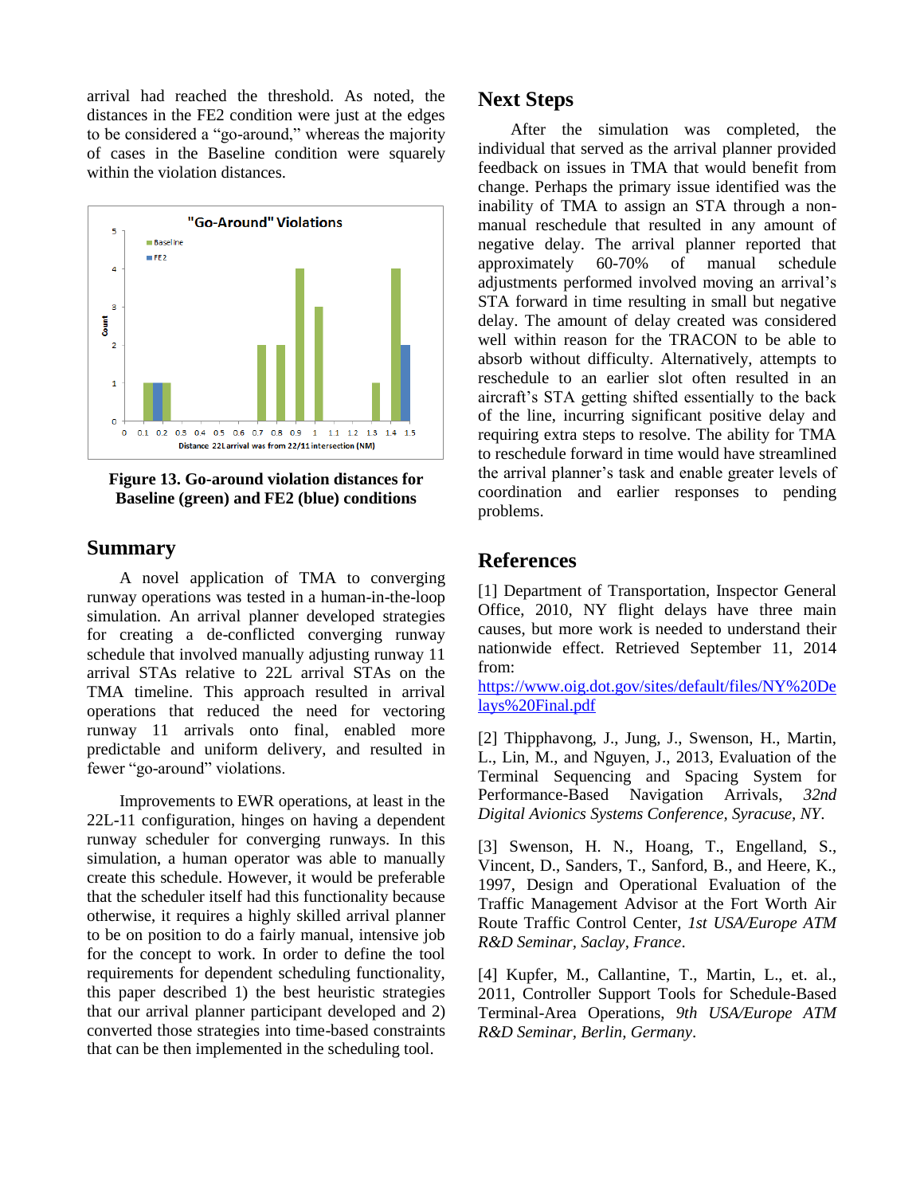arrival had reached the threshold. As noted, the distances in the FE2 condition were just at the edges to be considered a “go-around,” whereas the majority of cases in the Baseline condition were squarely within the violation distances.

**Figure 13. Go-around violation distances for Baseline (green) and FE2 (blue) conditions**

## Summary

A novel application of TMA to converging runway operations was tested in a human-in-the-loop simulation. An arrival planner developed strategies for creating a de-conflicted converging runway schedule that involved manually adjusting runway 11 arrival STAs relative to 22L arrival STAs on the TMA timeline. This approach resulted in arrival operations that reduced the need for vectoring runway 11 arrivals onto final, enabled more predictable and uniform delivery, and resulted in fewer “go-around” violations.

Improvements to EWR operations, at least in the 22L-11 configuration, hinges on having a dependent runway scheduler for converging runways. In this simulation, a human operator was able to manually create this schedule. However, it would be preferable that the scheduler itself had this functionality because otherwise, it requires a highly skilled arrival planner to be on position to do a fairly manual, intensive job for the concept to work. In order to define the tool requirements for dependent scheduling functionality, this paper described 1) the best heuristic strategies that our arrival planner participant developed and 2) converted those strategies into time-based constraints that can be then implemented in the scheduling tool.

## Next Steps

After the simulation was completed, the individual that served as the arrival planner provided feedback on issues in TMA that would benefit from change. Perhaps the primary issue identified was the inability of TMA to assign an STA through a non-manual reschedule that resulted in any amount of negative delay. The arrival planner reported that approximately 60-70% of manual schedule adjustments performed involved moving an arrival’s STA forward in time resulting in small but negative delay. The amount of delay created was considered well within reason for the TRACON to be able to absorb without difficulty. Alternatively, attempts to reschedule to an earlier slot often resulted in an aircraft’s STA getting shifted essentially to the back of the line, incurring significant positive delay and requiring extra steps to resolve. The ability for TMA to reschedule forward in time would have streamlined the arrival planner’s task and enable greater levels of coordination and earlier responses to pending problems.

## References

[1] Department of Transportation, Inspector General Office, 2010, NY flight delays have three main causes, but more work is needed to understand their nationwide effect. Retrieved September 11, 2014 from:
https://www.oig.dot.gov/sites/default/files/NY%20Delays%20Final.pdf

[2] Thipphavong, J., Jung, J., Swenson, H., Martin, L., Lin, M., and Nguyen, J., 2013, Evaluation of the Terminal Sequencing and Spacing System for Performance-Based Navigation Arrivals, *32nd Digital Avionics Systems Conference, Syracuse, NY*.

[3] Swenson, H. N., Hoang, T., Engelland, S., Vincent, D., Sanders, T., Sanford, B., and Heere, K., 1997, Design and Operational Evaluation of the Traffic Management Advisor at the Fort Worth Air Route Traffic Control Center, *1st USA/Europe ATM R&D Seminar, Saclay, France*.

[4] Kupfer, M., Callantine, T., Martin, L., et. al., 2011, Controller Support Tools for Schedule-Based Terminal-Area Operations, *9th USA/Europe ATM R&D Seminar, Berlin, Germany*.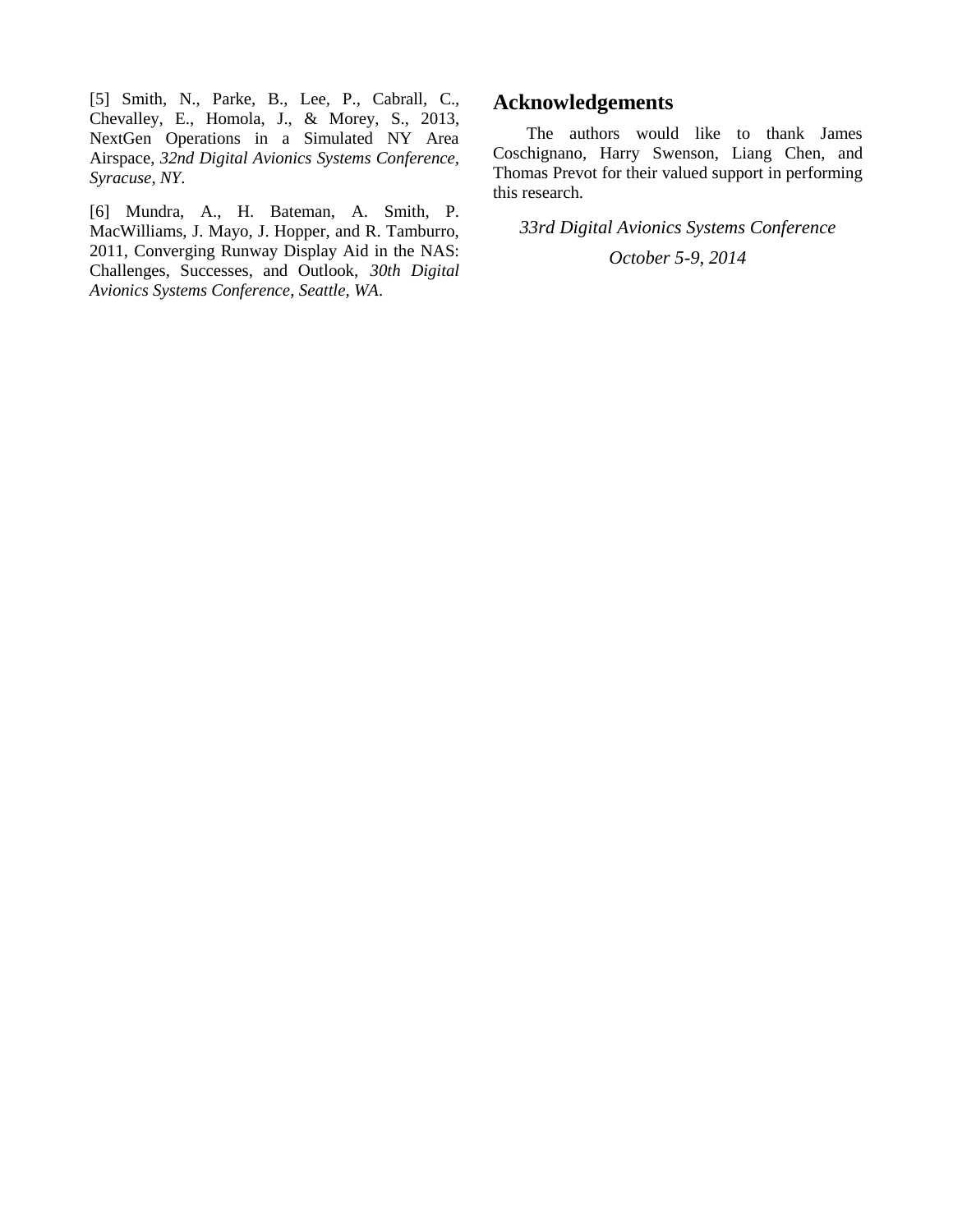[5] Smith, N., Parke, B., Lee, P., Cabrall, C., Chevalley, E., Homola, J., & Morey, S., 2013, NextGen Operations in a Simulated NY Area Airspace, *32nd Digital Avionics Systems Conference*, *Syracuse, NY*.

[6] Mundra, A., H. Bateman, A. Smith, P. MacWilliams, J. Mayo, J. Hopper, and R. Tamburro, 2011, Converging Runway Display Aid in the NAS: Challenges, Successes, and Outlook, *30th Digital Avionics Systems Conference*, *Seattle, WA*.

## Acknowledgements

The authors would like to thank James Coschignano, Harry Swenson, Liang Chen, and Thomas Prevot for their valued support in performing this research.